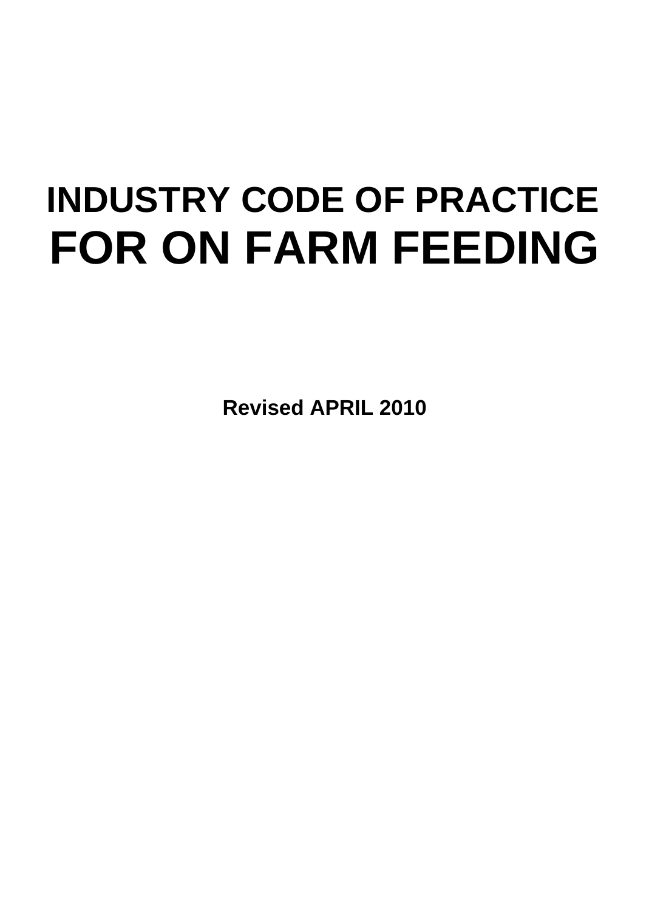# INDUSTRY CODE OF PRACTICE FOR ON FARM FEEDING

**Revised APRIL 2010**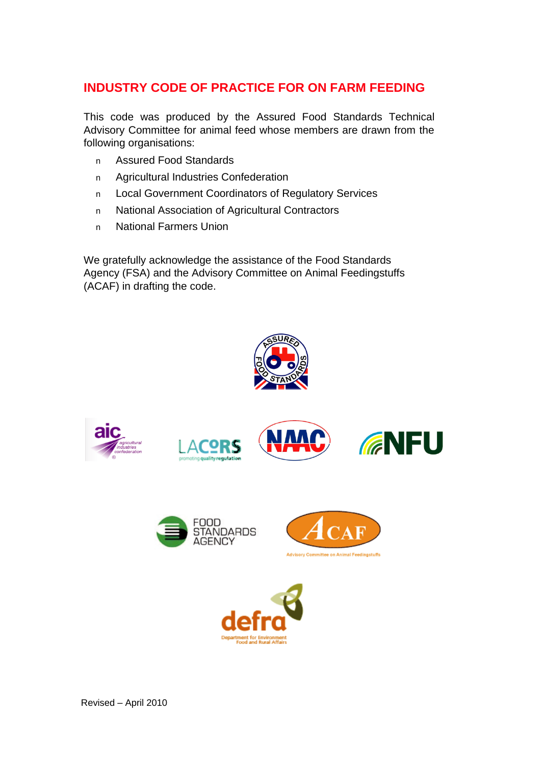# INDUSTRY CODE OF PRACTICE FOR ON FARM FEEDING

This code was produced by the Assured Food Standards Technical Advisory Committee for animal feed whose members are drawn from the following organisations:

- Assured Food Standards
- Agricultural Industries Confederation
- Local Government Coordinators of Regulatory Services
- National Association of Agricultural Contractors
- National Farmers Union

We gratefully acknowledge the assistance of the Food Standards Agency (FSA) and the Advisory Committee on Animal Feedingstuffs (ACAF) in drafting the code.

Revised – April 2010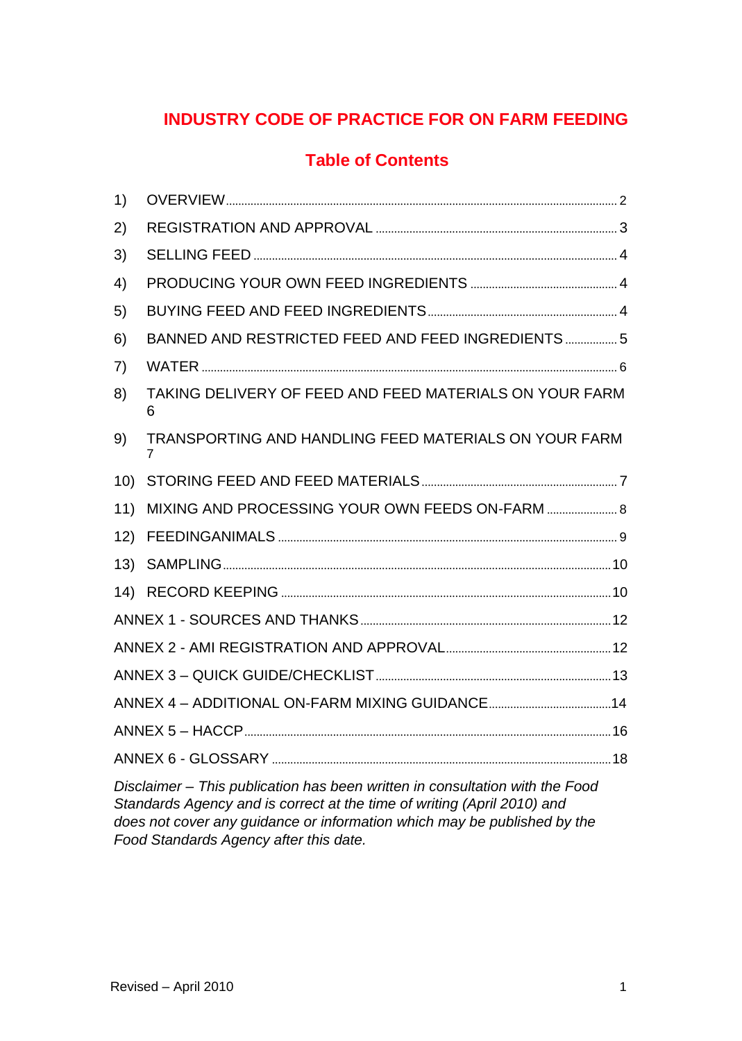# INDUSTRY CODE OF PRACTICE FOR ON FARM FEEDING

## Table of Contents

1) OVERVIEW ..... 2
2) REGISTRATION AND APPROVAL ..... 3
3) SELLING FEED ..... 4
4) PRODUCING YOUR OWN FEED INGREDIENTS ..... 4
5) BUYING FEED AND FEED INGREDIENTS ..... 4
6) BANNED AND RESTRICTED FEED AND FEED INGREDIENTS ..... 5
7) WATER ..... 6
8) TAKING DELIVERY OF FEED AND FEED MATERIALS ON YOUR FARM 6
9) TRANSPORTING AND HANDLING FEED MATERIALS ON YOUR FARM 7
10) STORING FEED AND FEED MATERIALS ..... 7
11) MIXING AND PROCESSING YOUR OWN FEEDS ON-FARM ..... 8
12) FEEDINGANIMALS ..... 9
13) SAMPLING ..... 10
14) RECORD KEEPING ..... 10

ANNEX 1 - SOURCES AND THANKS ..... 12
ANNEX 2 - AMI REGISTRATION AND APPROVAL ..... 12
ANNEX 3 – QUICK GUIDE/CHECKLIST ..... 13
ANNEX 4 – ADDITIONAL ON-FARM MIXING GUIDANCE ..... 14
ANNEX 5 – HACCP ..... 16
ANNEX 6 - GLOSSARY ..... 18

*Disclaimer – This publication has been written in consultation with the Food Standards Agency and is correct at the time of writing (April 2010) and does not cover any guidance or information which may be published by the Food Standards Agency after this date.*

Revised – April 2010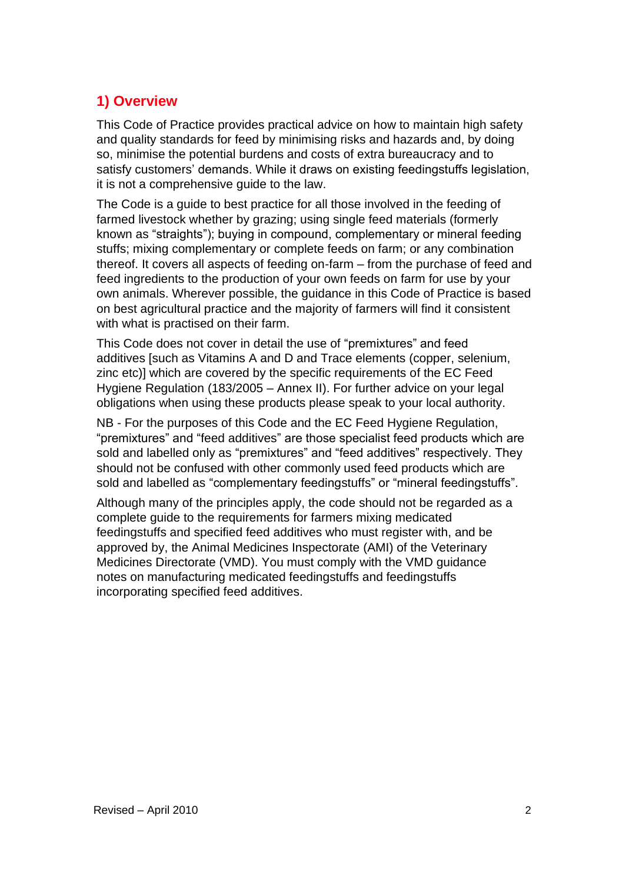## 1) Overview

This Code of Practice provides practical advice on how to maintain high safety and quality standards for feed by minimising risks and hazards and, by doing so, minimise the potential burdens and costs of extra bureaucracy and to satisfy customers' demands. While it draws on existing feedingstuffs legislation, it is not a comprehensive guide to the law.

The Code is a guide to best practice for all those involved in the feeding of farmed livestock whether by grazing; using single feed materials (formerly known as "straights"); buying in compound, complementary or mineral feeding stuffs; mixing complementary or complete feeds on farm; or any combination thereof. It covers all aspects of feeding on-farm – from the purchase of feed and feed ingredients to the production of your own feeds on farm for use by your own animals. Wherever possible, the guidance in this Code of Practice is based on best agricultural practice and the majority of farmers will find it consistent with what is practised on their farm.

This Code does not cover in detail the use of "premixtures" and feed additives [such as Vitamins A and D and Trace elements (copper, selenium, zinc etc)] which are covered by the specific requirements of the EC Feed Hygiene Regulation (183/2005 – Annex II). For further advice on your legal obligations when using these products please speak to your local authority.

NB - For the purposes of this Code and the EC Feed Hygiene Regulation, "premixtures" and "feed additives" are those specialist feed products which are sold and labelled only as "premixtures" and "feed additives" respectively. They should not be confused with other commonly used feed products which are sold and labelled as "complementary feedingstuffs" or "mineral feedingstuffs".

Although many of the principles apply, the code should not be regarded as a complete guide to the requirements for farmers mixing medicated feedingstuffs and specified feed additives who must register with, and be approved by, the Animal Medicines Inspectorate (AMI) of the Veterinary Medicines Directorate (VMD). You must comply with the VMD guidance notes on manufacturing medicated feedingstuffs and feedingstuffs incorporating specified feed additives.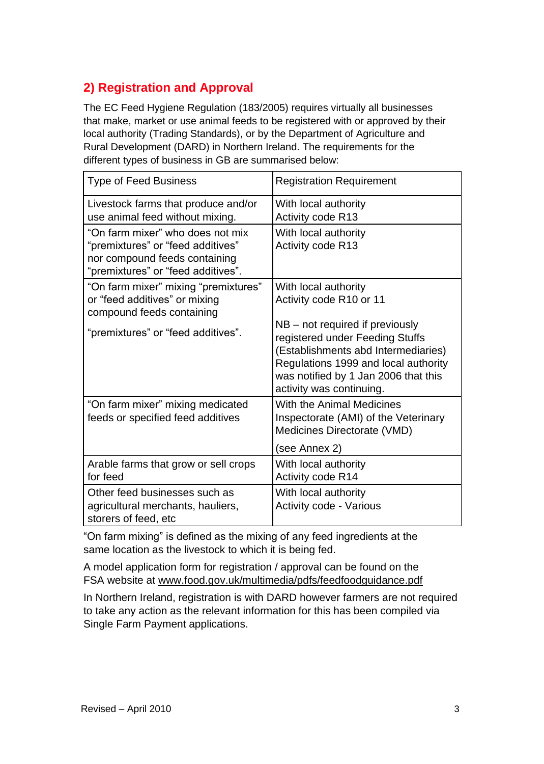## 2) Registration and Approval

The EC Feed Hygiene Regulation (183/2005) requires virtually all businesses that make, market or use animal feeds to be registered with or approved by their local authority (Trading Standards), or by the Department of Agriculture and Rural Development (DARD) in Northern Ireland. The requirements for the different types of business in GB are summarised below:

| Type of Feed Business | Registration Requirement |
|---|---|
| Livestock farms that produce and/or use animal feed without mixing. | With local authority<br>Activity code R13 |
| "On farm mixer" who does not mix "premixtures" or "feed additives" nor compound feeds containing "premixtures" or "feed additives". | With local authority<br>Activity code R13 |
| "On farm mixer" mixing "premixtures" or "feed additives" or mixing compound feeds containing<br><br>"premixtures" or "feed additives". | With local authority<br>Activity code R10 or 11<br><br>NB – not required if previously registered under Feeding Stuffs (Establishments abd Intermediaries) Regulations 1999 and local authority was notified by 1 Jan 2006 that this activity was continuing. |
| "On farm mixer" mixing medicated feeds or specified feed additives | With the Animal Medicines Inspectorate (AMI) of the Veterinary Medicines Directorate (VMD)<br><br>(see Annex 2) |
| Arable farms that grow or sell crops for feed | With local authority<br>Activity code R14 |
| Other feed businesses such as agricultural merchants, hauliers, storers of feed, etc | With local authority<br>Activity code - Various |

"On farm mixing" is defined as the mixing of any feed ingredients at the same location as the livestock to which it is being fed.

A model application form for registration / approval can be found on the FSA website at www.food.gov.uk/multimedia/pdfs/feedfoodguidance.pdf

In Northern Ireland, registration is with DARD however farmers are not required to take any action as the relevant information for this has been compiled via Single Farm Payment applications.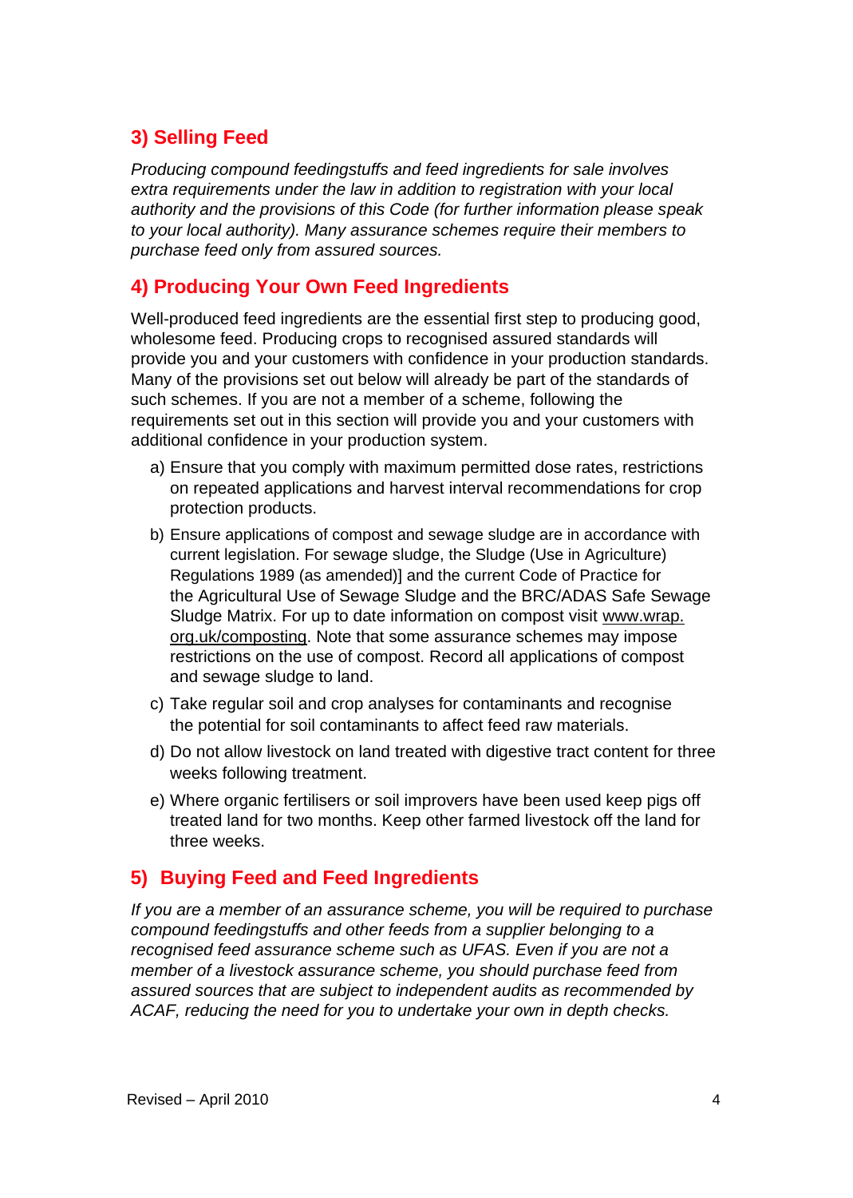## 3) Selling Feed

*Producing compound feedingstuffs and feed ingredients for sale involves extra requirements under the law in addition to registration with your local authority and the provisions of this Code (for further information please speak to your local authority). Many assurance schemes require their members to purchase feed only from assured sources.*

## 4) Producing Your Own Feed Ingredients

Well-produced feed ingredients are the essential first step to producing good, wholesome feed. Producing crops to recognised assured standards will provide you and your customers with confidence in your production standards. Many of the provisions set out below will already be part of the standards of such schemes. If you are not a member of a scheme, following the requirements set out in this section will provide you and your customers with additional confidence in your production system.

a) Ensure that you comply with maximum permitted dose rates, restrictions on repeated applications and harvest interval recommendations for crop protection products.

b) Ensure applications of compost and sewage sludge are in accordance with current legislation. For sewage sludge, the Sludge (Use in Agriculture) Regulations 1989 (as amended)] and the current Code of Practice for the Agricultural Use of Sewage Sludge and the BRC/ADAS Safe Sewage Sludge Matrix. For up to date information on compost visit www.wrap.org.uk/composting. Note that some assurance schemes may impose restrictions on the use of compost. Record all applications of compost and sewage sludge to land.

c) Take regular soil and crop analyses for contaminants and recognise the potential for soil contaminants to affect feed raw materials.

d) Do not allow livestock on land treated with digestive tract content for three weeks following treatment.

e) Where organic fertilisers or soil improvers have been used keep pigs off treated land for two months. Keep other farmed livestock off the land for three weeks.

## 5) Buying Feed and Feed Ingredients

*If you are a member of an assurance scheme, you will be required to purchase compound feedingstuffs and other feeds from a supplier belonging to a recognised feed assurance scheme such as UFAS. Even if you are not a member of a livestock assurance scheme, you should purchase feed from assured sources that are subject to independent audits as recommended by ACAF, reducing the need for you to undertake your own in depth checks.*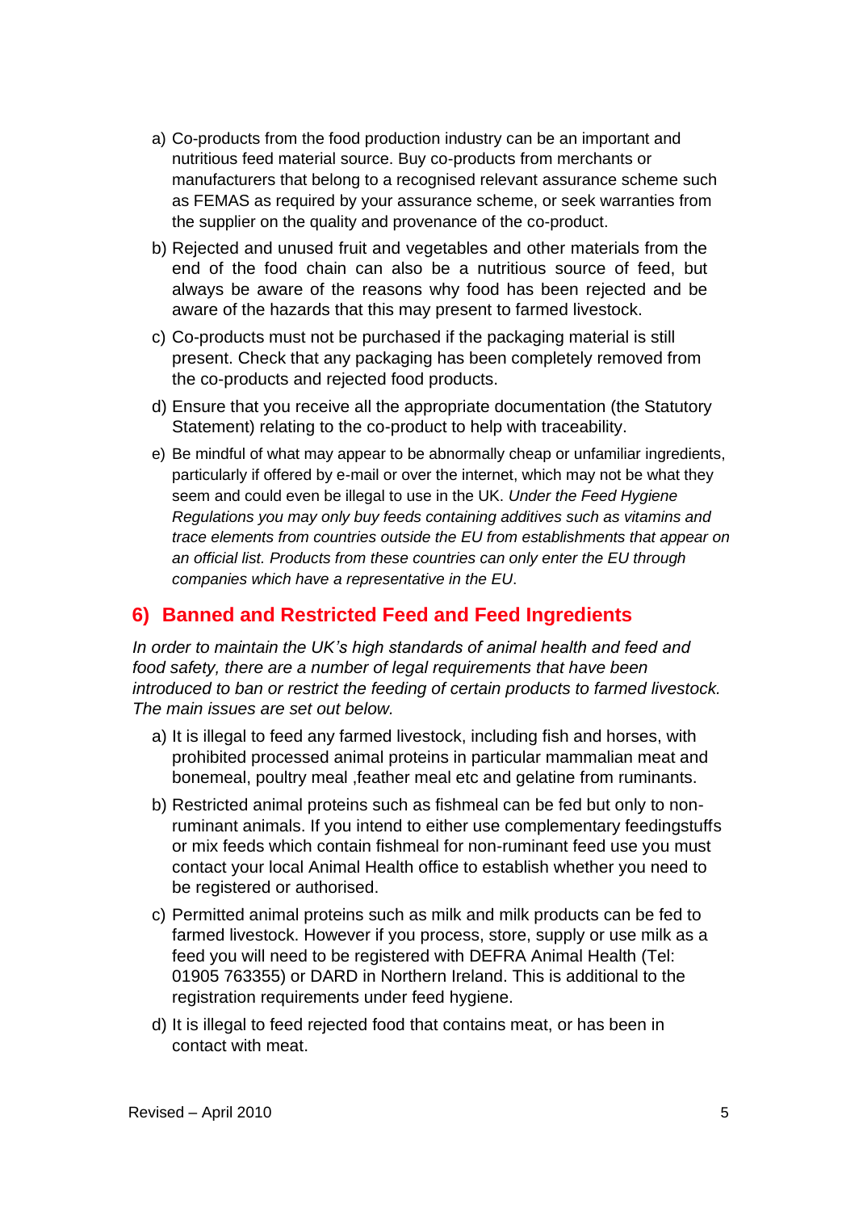a) Co-products from the food production industry can be an important and nutritious feed material source. Buy co-products from merchants or manufacturers that belong to a recognised relevant assurance scheme such as FEMAS as required by your assurance scheme, or seek warranties from the supplier on the quality and provenance of the co-product.

b) Rejected and unused fruit and vegetables and other materials from the end of the food chain can also be a nutritious source of feed, but always be aware of the reasons why food has been rejected and be aware of the hazards that this may present to farmed livestock.

c) Co-products must not be purchased if the packaging material is still present. Check that any packaging has been completely removed from the co-products and rejected food products.

d) Ensure that you receive all the appropriate documentation (the Statutory Statement) relating to the co-product to help with traceability.

e) Be mindful of what may appear to be abnormally cheap or unfamiliar ingredients, particularly if offered by e-mail or over the internet, which may not be what they seem and could even be illegal to use in the UK. *Under the Feed Hygiene Regulations you may only buy feeds containing additives such as vitamins and trace elements from countries outside the EU from establishments that appear on an official list. Products from these countries can only enter the EU through companies which have a representative in the EU*.

## 6) Banned and Restricted Feed and Feed Ingredients

*In order to maintain the UK's high standards of animal health and feed and food safety, there are a number of legal requirements that have been introduced to ban or restrict the feeding of certain products to farmed livestock. The main issues are set out below.*

a) It is illegal to feed any farmed livestock, including fish and horses, with prohibited processed animal proteins in particular mammalian meat and bonemeal, poultry meal ,feather meal etc and gelatine from ruminants.

b) Restricted animal proteins such as fishmeal can be fed but only to non-ruminant animals. If you intend to either use complementary feedingstuffs or mix feeds which contain fishmeal for non-ruminant feed use you must contact your local Animal Health office to establish whether you need to be registered or authorised.

c) Permitted animal proteins such as milk and milk products can be fed to farmed livestock. However if you process, store, supply or use milk as a feed you will need to be registered with DEFRA Animal Health (Tel: 01905 763355) or DARD in Northern Ireland. This is additional to the registration requirements under feed hygiene.

d) It is illegal to feed rejected food that contains meat, or has been in contact with meat.

Revised – April 2010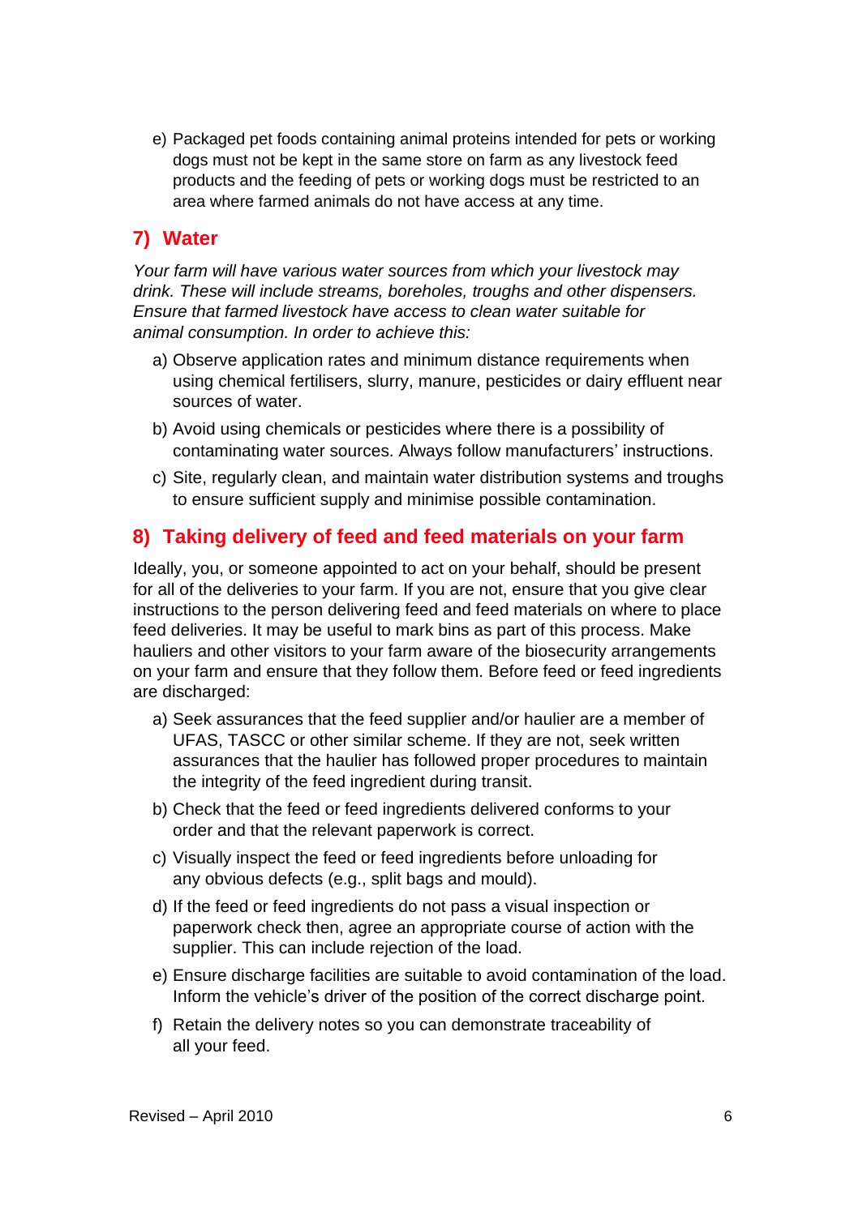e) Packaged pet foods containing animal proteins intended for pets or working dogs must not be kept in the same store on farm as any livestock feed products and the feeding of pets or working dogs must be restricted to an area where farmed animals do not have access at any time.

## 7) Water

*Your farm will have various water sources from which your livestock may drink. These will include streams, boreholes, troughs and other dispensers. Ensure that farmed livestock have access to clean water suitable for animal consumption. In order to achieve this:*

a) Observe application rates and minimum distance requirements when using chemical fertilisers, slurry, manure, pesticides or dairy effluent near sources of water.

b) Avoid using chemicals or pesticides where there is a possibility of contaminating water sources. Always follow manufacturers' instructions.

c) Site, regularly clean, and maintain water distribution systems and troughs to ensure sufficient supply and minimise possible contamination.

## 8) Taking delivery of feed and feed materials on your farm

Ideally, you, or someone appointed to act on your behalf, should be present for all of the deliveries to your farm. If you are not, ensure that you give clear instructions to the person delivering feed and feed materials on where to place feed deliveries. It may be useful to mark bins as part of this process. Make hauliers and other visitors to your farm aware of the biosecurity arrangements on your farm and ensure that they follow them. Before feed or feed ingredients are discharged:

a) Seek assurances that the feed supplier and/or haulier are a member of UFAS, TASCC or other similar scheme. If they are not, seek written assurances that the haulier has followed proper procedures to maintain the integrity of the feed ingredient during transit.

b) Check that the feed or feed ingredients delivered conforms to your order and that the relevant paperwork is correct.

c) Visually inspect the feed or feed ingredients before unloading for any obvious defects (e.g., split bags and mould).

d) If the feed or feed ingredients do not pass a visual inspection or paperwork check then, agree an appropriate course of action with the supplier. This can include rejection of the load.

e) Ensure discharge facilities are suitable to avoid contamination of the load. Inform the vehicle's driver of the position of the correct discharge point.

f) Retain the delivery notes so you can demonstrate traceability of all your feed.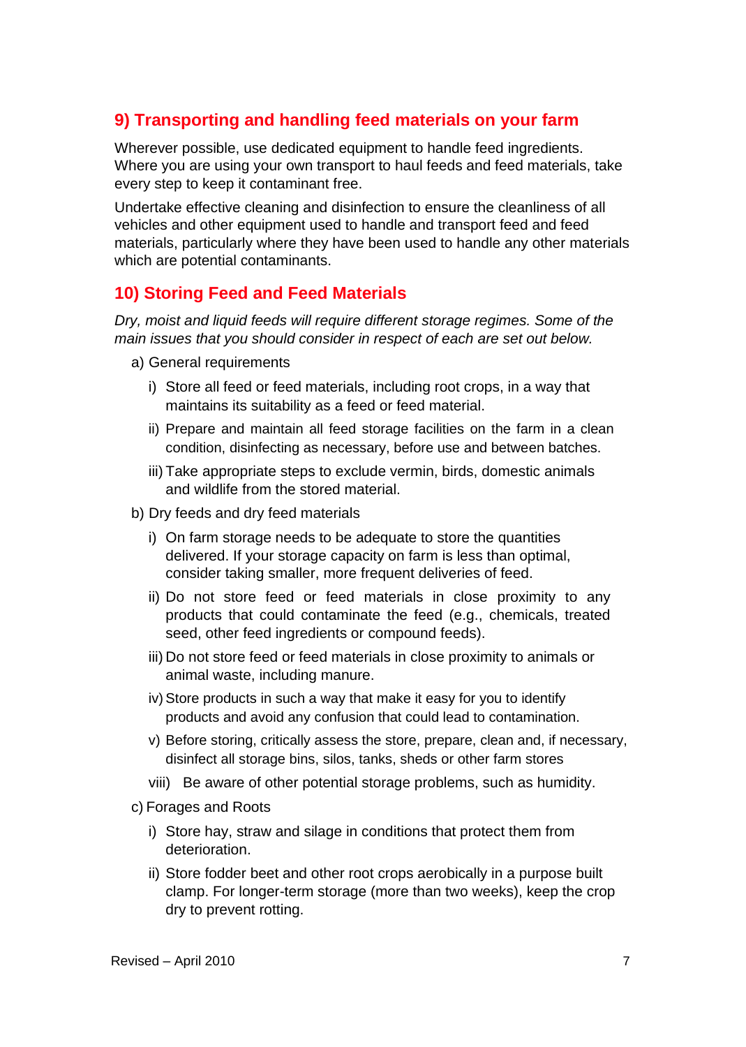## 9) Transporting and handling feed materials on your farm

Wherever possible, use dedicated equipment to handle feed ingredients. Where you are using your own transport to haul feeds and feed materials, take every step to keep it contaminant free.

Undertake effective cleaning and disinfection to ensure the cleanliness of all vehicles and other equipment used to handle and transport feed and feed materials, particularly where they have been used to handle any other materials which are potential contaminants.

## 10) Storing Feed and Feed Materials

*Dry, moist and liquid feeds will require different storage regimes. Some of the main issues that you should consider in respect of each are set out below.*

a) General requirements

   i) Store all feed or feed materials, including root crops, in a way that maintains its suitability as a feed or feed material.

   ii) Prepare and maintain all feed storage facilities on the farm in a clean condition, disinfecting as necessary, before use and between batches.

   iii) Take appropriate steps to exclude vermin, birds, domestic animals and wildlife from the stored material.

b) Dry feeds and dry feed materials

   i) On farm storage needs to be adequate to store the quantities delivered. If your storage capacity on farm is less than optimal, consider taking smaller, more frequent deliveries of feed.

   ii) Do not store feed or feed materials in close proximity to any products that could contaminate the feed (e.g., chemicals, treated seed, other feed ingredients or compound feeds).

   iii) Do not store feed or feed materials in close proximity to animals or animal waste, including manure.

   iv) Store products in such a way that make it easy for you to identify products and avoid any confusion that could lead to contamination.

   v) Before storing, critically assess the store, prepare, clean and, if necessary, disinfect all storage bins, silos, tanks, sheds or other farm stores

   viii) Be aware of other potential storage problems, such as humidity.

c) Forages and Roots

   i) Store hay, straw and silage in conditions that protect them from deterioration.

   ii) Store fodder beet and other root crops aerobically in a purpose built clamp. For longer-term storage (more than two weeks), keep the crop dry to prevent rotting.

Revised – April 2010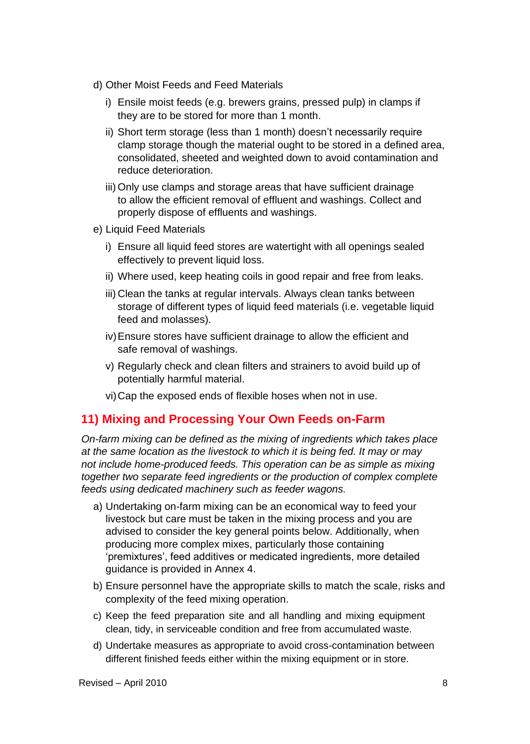d) Other Moist Feeds and Feed Materials

   i) Ensile moist feeds (e.g. brewers grains, pressed pulp) in clamps if they are to be stored for more than 1 month.

   ii) Short term storage (less than 1 month) doesn't necessarily require clamp storage though the material ought to be stored in a defined area, consolidated, sheeted and weighted down to avoid contamination and reduce deterioration.

   iii) Only use clamps and storage areas that have sufficient drainage to allow the efficient removal of effluent and washings. Collect and properly dispose of effluents and washings.

e) Liquid Feed Materials

   i) Ensure all liquid feed stores are watertight with all openings sealed effectively to prevent liquid loss.

   ii) Where used, keep heating coils in good repair and free from leaks.

   iii) Clean the tanks at regular intervals. Always clean tanks between storage of different types of liquid feed materials (i.e. vegetable liquid feed and molasses).

   iv) Ensure stores have sufficient drainage to allow the efficient and safe removal of washings.

   v) Regularly check and clean filters and strainers to avoid build up of potentially harmful material.

   vi) Cap the exposed ends of flexible hoses when not in use.

## 11) Mixing and Processing Your Own Feeds on-Farm

*On-farm mixing can be defined as the mixing of ingredients which takes place at the same location as the livestock to which it is being fed. It may or may not include home-produced feeds. This operation can be as simple as mixing together two separate feed ingredients or the production of complex complete feeds using dedicated machinery such as feeder wagons.*

a) Undertaking on-farm mixing can be an economical way to feed your livestock but care must be taken in the mixing process and you are advised to consider the key general points below. Additionally, when producing more complex mixes, particularly those containing 'premixtures', feed additives or medicated ingredients, more detailed guidance is provided in Annex 4.

b) Ensure personnel have the appropriate skills to match the scale, risks and complexity of the feed mixing operation.

c) Keep the feed preparation site and all handling and mixing equipment clean, tidy, in serviceable condition and free from accumulated waste.

d) Undertake measures as appropriate to avoid cross-contamination between different finished feeds either within the mixing equipment or in store.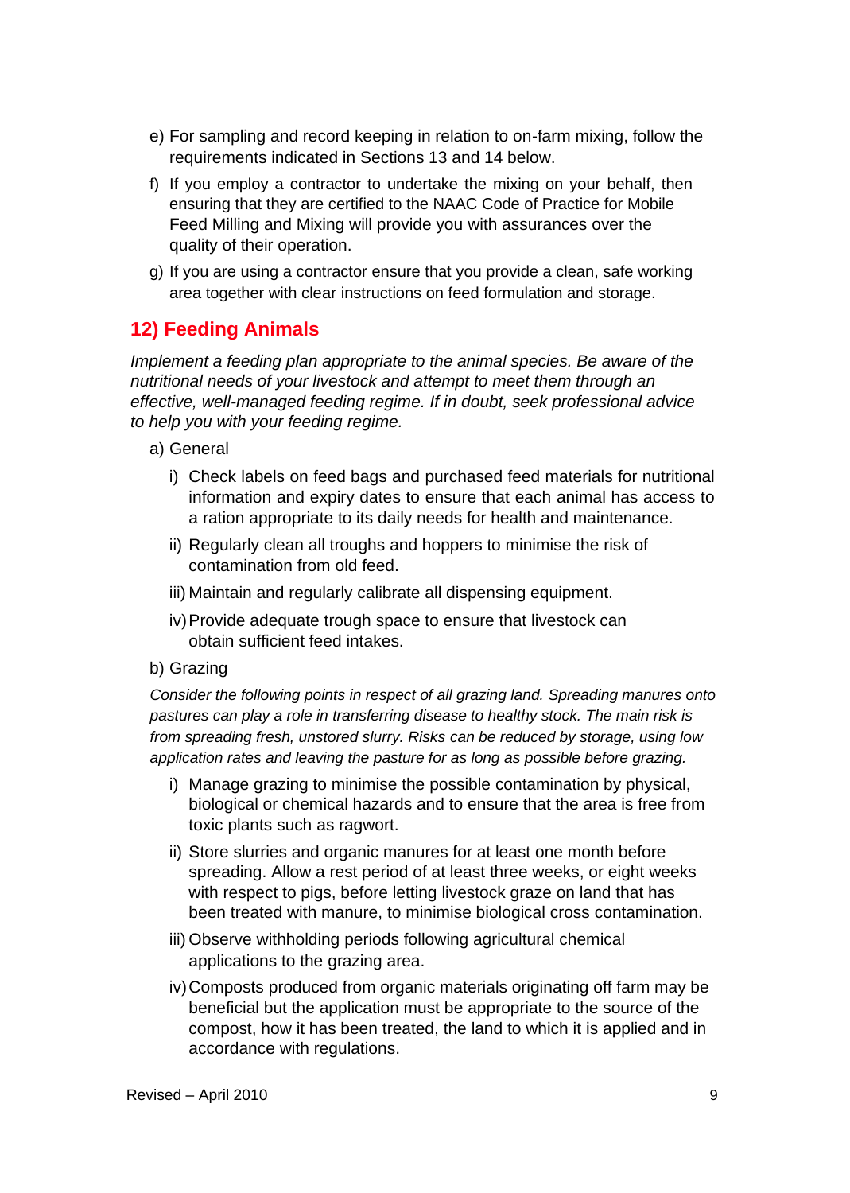e) For sampling and record keeping in relation to on-farm mixing, follow the requirements indicated in Sections 13 and 14 below.

f) If you employ a contractor to undertake the mixing on your behalf, then ensuring that they are certified to the NAAC Code of Practice for Mobile Feed Milling and Mixing will provide you with assurances over the quality of their operation.

g) If you are using a contractor ensure that you provide a clean, safe working area together with clear instructions on feed formulation and storage.

## 12) Feeding Animals

*Implement a feeding plan appropriate to the animal species. Be aware of the nutritional needs of your livestock and attempt to meet them through an effective, well-managed feeding regime. If in doubt, seek professional advice to help you with your feeding regime.*

a) General

i) Check labels on feed bags and purchased feed materials for nutritional information and expiry dates to ensure that each animal has access to a ration appropriate to its daily needs for health and maintenance.

ii) Regularly clean all troughs and hoppers to minimise the risk of contamination from old feed.

iii) Maintain and regularly calibrate all dispensing equipment.

iv) Provide adequate trough space to ensure that livestock can obtain sufficient feed intakes.

b) Grazing

*Consider the following points in respect of all grazing land. Spreading manures onto pastures can play a role in transferring disease to healthy stock. The main risk is from spreading fresh, unstored slurry. Risks can be reduced by storage, using low application rates and leaving the pasture for as long as possible before grazing.*

i) Manage grazing to minimise the possible contamination by physical, biological or chemical hazards and to ensure that the area is free from toxic plants such as ragwort.

ii) Store slurries and organic manures for at least one month before spreading. Allow a rest period of at least three weeks, or eight weeks with respect to pigs, before letting livestock graze on land that has been treated with manure, to minimise biological cross contamination.

iii) Observe withholding periods following agricultural chemical applications to the grazing area.

iv) Composts produced from organic materials originating off farm may be beneficial but the application must be appropriate to the source of the compost, how it has been treated, the land to which it is applied and in accordance with regulations.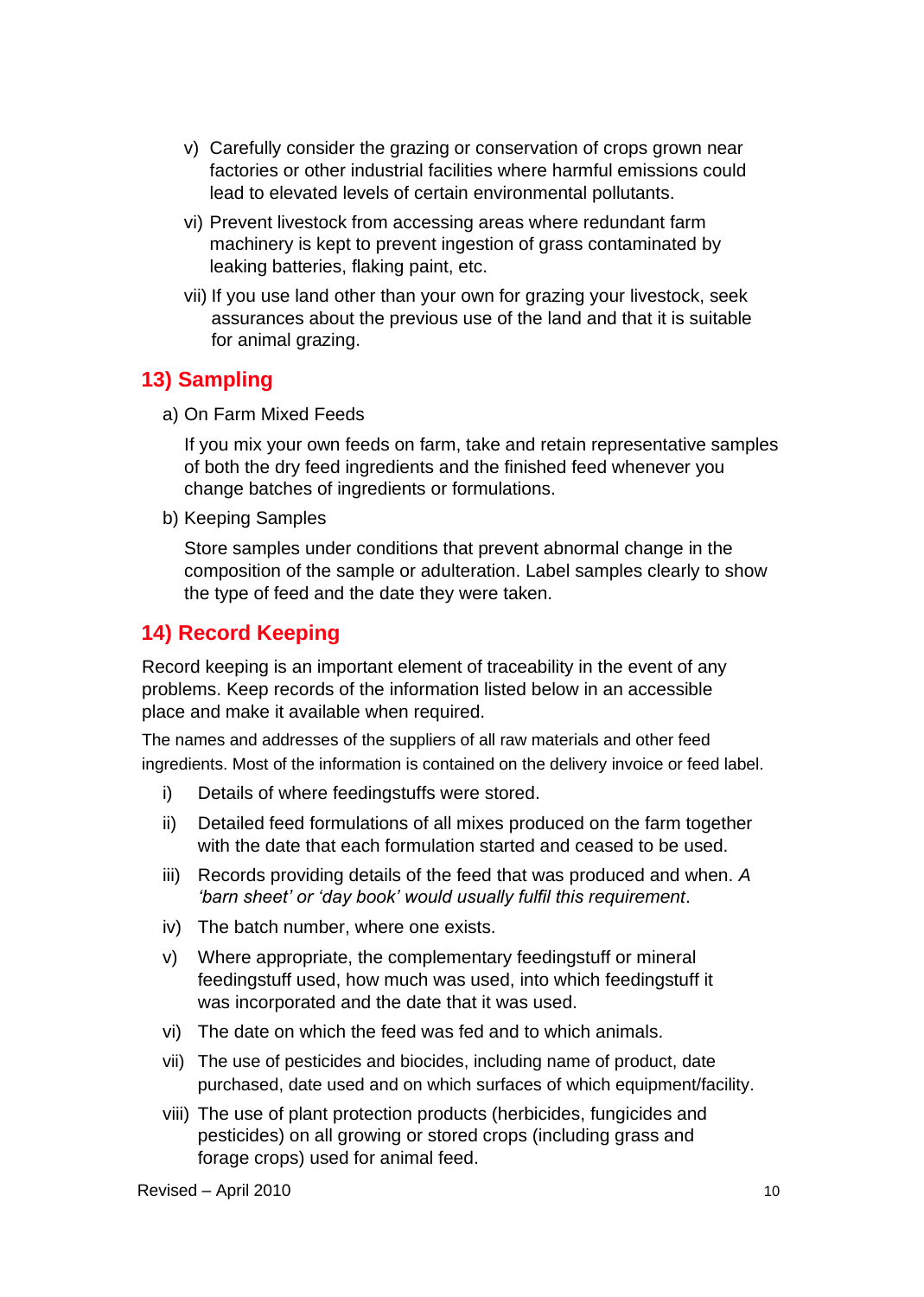v) Carefully consider the grazing or conservation of crops grown near factories or other industrial facilities where harmful emissions could lead to elevated levels of certain environmental pollutants.

vi) Prevent livestock from accessing areas where redundant farm machinery is kept to prevent ingestion of grass contaminated by leaking batteries, flaking paint, etc.

vii) If you use land other than your own for grazing your livestock, seek assurances about the previous use of the land and that it is suitable for animal grazing.

## 13) Sampling

a) On Farm Mixed Feeds

If you mix your own feeds on farm, take and retain representative samples of both the dry feed ingredients and the finished feed whenever you change batches of ingredients or formulations.

b) Keeping Samples

Store samples under conditions that prevent abnormal change in the composition of the sample or adulteration. Label samples clearly to show the type of feed and the date they were taken.

## 14) Record Keeping

Record keeping is an important element of traceability in the event of any problems. Keep records of the information listed below in an accessible place and make it available when required.

The names and addresses of the suppliers of all raw materials and other feed ingredients. Most of the information is contained on the delivery invoice or feed label.

i) Details of where feedingstuffs were stored.

ii) Detailed feed formulations of all mixes produced on the farm together with the date that each formulation started and ceased to be used.

iii) Records providing details of the feed that was produced and when. *A 'barn sheet' or 'day book' would usually fulfil this requirement*.

iv) The batch number, where one exists.

v) Where appropriate, the complementary feedingstuff or mineral feedingstuff used, how much was used, into which feedingstuff it was incorporated and the date that it was used.

vi) The date on which the feed was fed and to which animals.

vii) The use of pesticides and biocides, including name of product, date purchased, date used and on which surfaces of which equipment/facility.

viii) The use of plant protection products (herbicides, fungicides and pesticides) on all growing or stored crops (including grass and forage crops) used for animal feed.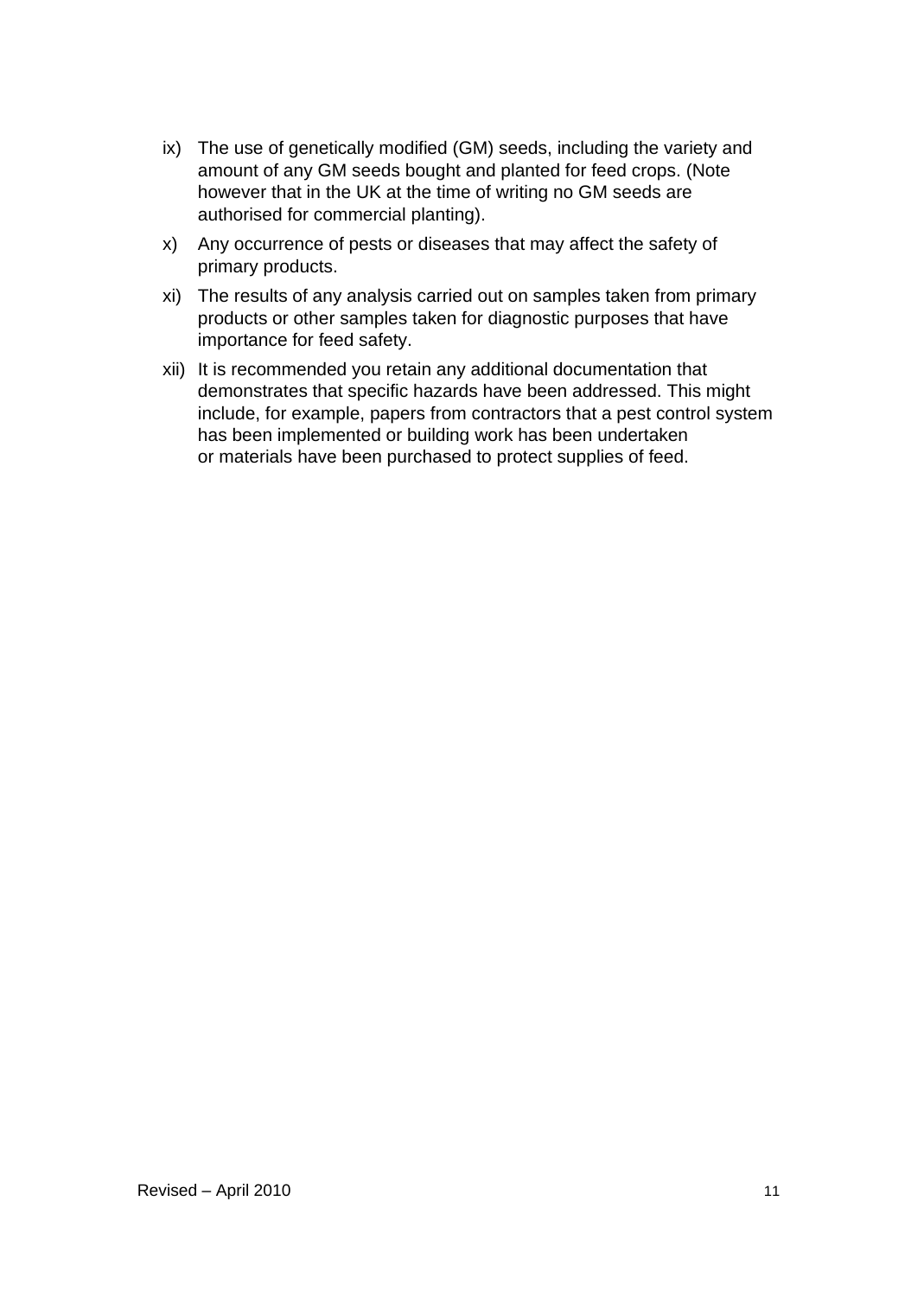ix) The use of genetically modified (GM) seeds, including the variety and amount of any GM seeds bought and planted for feed crops. (Note however that in the UK at the time of writing no GM seeds are authorised for commercial planting).

x) Any occurrence of pests or diseases that may affect the safety of primary products.

xi) The results of any analysis carried out on samples taken from primary products or other samples taken for diagnostic purposes that have importance for feed safety.

xii) It is recommended you retain any additional documentation that demonstrates that specific hazards have been addressed. This might include, for example, papers from contractors that a pest control system has been implemented or building work has been undertaken or materials have been purchased to protect supplies of feed.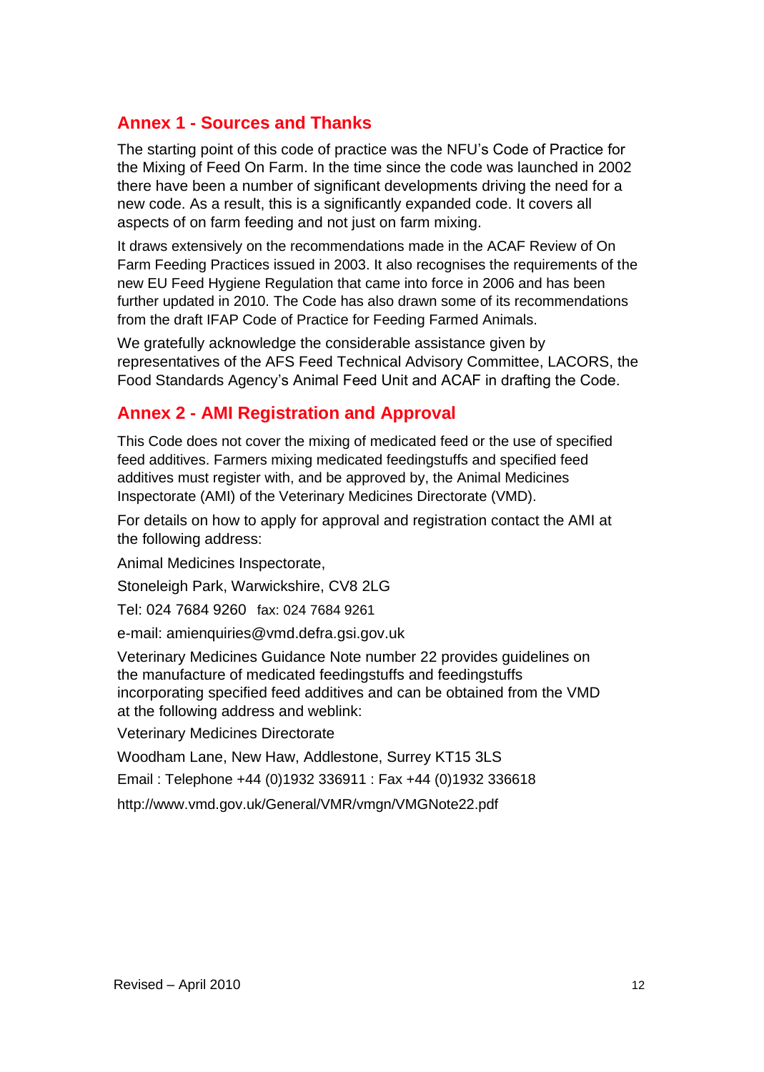## Annex 1 - Sources and Thanks

The starting point of this code of practice was the NFU's Code of Practice for the Mixing of Feed On Farm. In the time since the code was launched in 2002 there have been a number of significant developments driving the need for a new code. As a result, this is a significantly expanded code. It covers all aspects of on farm feeding and not just on farm mixing.

It draws extensively on the recommendations made in the ACAF Review of On Farm Feeding Practices issued in 2003. It also recognises the requirements of the new EU Feed Hygiene Regulation that came into force in 2006 and has been further updated in 2010. The Code has also drawn some of its recommendations from the draft IFAP Code of Practice for Feeding Farmed Animals.

We gratefully acknowledge the considerable assistance given by representatives of the AFS Feed Technical Advisory Committee, LACORS, the Food Standards Agency's Animal Feed Unit and ACAF in drafting the Code.

## Annex 2 - AMI Registration and Approval

This Code does not cover the mixing of medicated feed or the use of specified feed additives. Farmers mixing medicated feedingstuffs and specified feed additives must register with, and be approved by, the Animal Medicines Inspectorate (AMI) of the Veterinary Medicines Directorate (VMD).

For details on how to apply for approval and registration contact the AMI at the following address:

Animal Medicines Inspectorate,

Stoneleigh Park, Warwickshire, CV8 2LG

Tel: 024 7684 9260 fax: 024 7684 9261

e-mail: amienquiries@vmd.defra.gsi.gov.uk

Veterinary Medicines Guidance Note number 22 provides guidelines on the manufacture of medicated feedingstuffs and feedingstuffs incorporating specified feed additives and can be obtained from the VMD at the following address and weblink:

Veterinary Medicines Directorate

Woodham Lane, New Haw, Addlestone, Surrey KT15 3LS

Email : Telephone +44 (0)1932 336911 : Fax +44 (0)1932 336618

http://www.vmd.gov.uk/General/VMR/vmgn/VMGNote22.pdf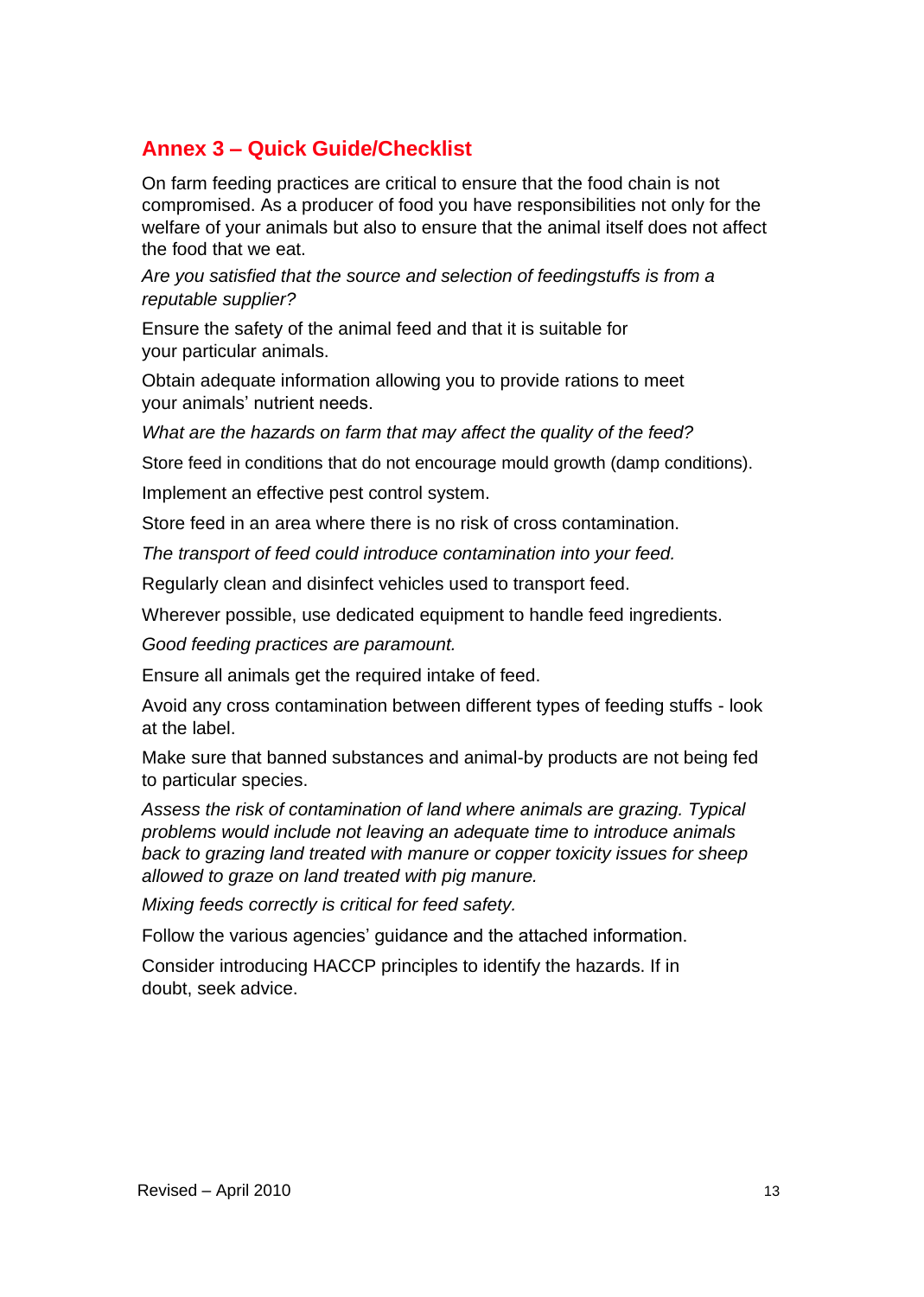## Annex 3 – Quick Guide/Checklist

On farm feeding practices are critical to ensure that the food chain is not compromised. As a producer of food you have responsibilities not only for the welfare of your animals but also to ensure that the animal itself does not affect the food that we eat.

*Are you satisfied that the source and selection of feedingstuffs is from a reputable supplier?*

Ensure the safety of the animal feed and that it is suitable for your particular animals.

Obtain adequate information allowing you to provide rations to meet your animals' nutrient needs.

*What are the hazards on farm that may affect the quality of the feed?*

Store feed in conditions that do not encourage mould growth (damp conditions).

Implement an effective pest control system.

Store feed in an area where there is no risk of cross contamination.

*The transport of feed could introduce contamination into your feed.*

Regularly clean and disinfect vehicles used to transport feed.

Wherever possible, use dedicated equipment to handle feed ingredients.

*Good feeding practices are paramount.*

Ensure all animals get the required intake of feed.

Avoid any cross contamination between different types of feeding stuffs - look at the label.

Make sure that banned substances and animal-by products are not being fed to particular species.

*Assess the risk of contamination of land where animals are grazing. Typical problems would include not leaving an adequate time to introduce animals back to grazing land treated with manure or copper toxicity issues for sheep allowed to graze on land treated with pig manure.*

*Mixing feeds correctly is critical for feed safety.*

Follow the various agencies' guidance and the attached information.

Consider introducing HACCP principles to identify the hazards. If in doubt, seek advice.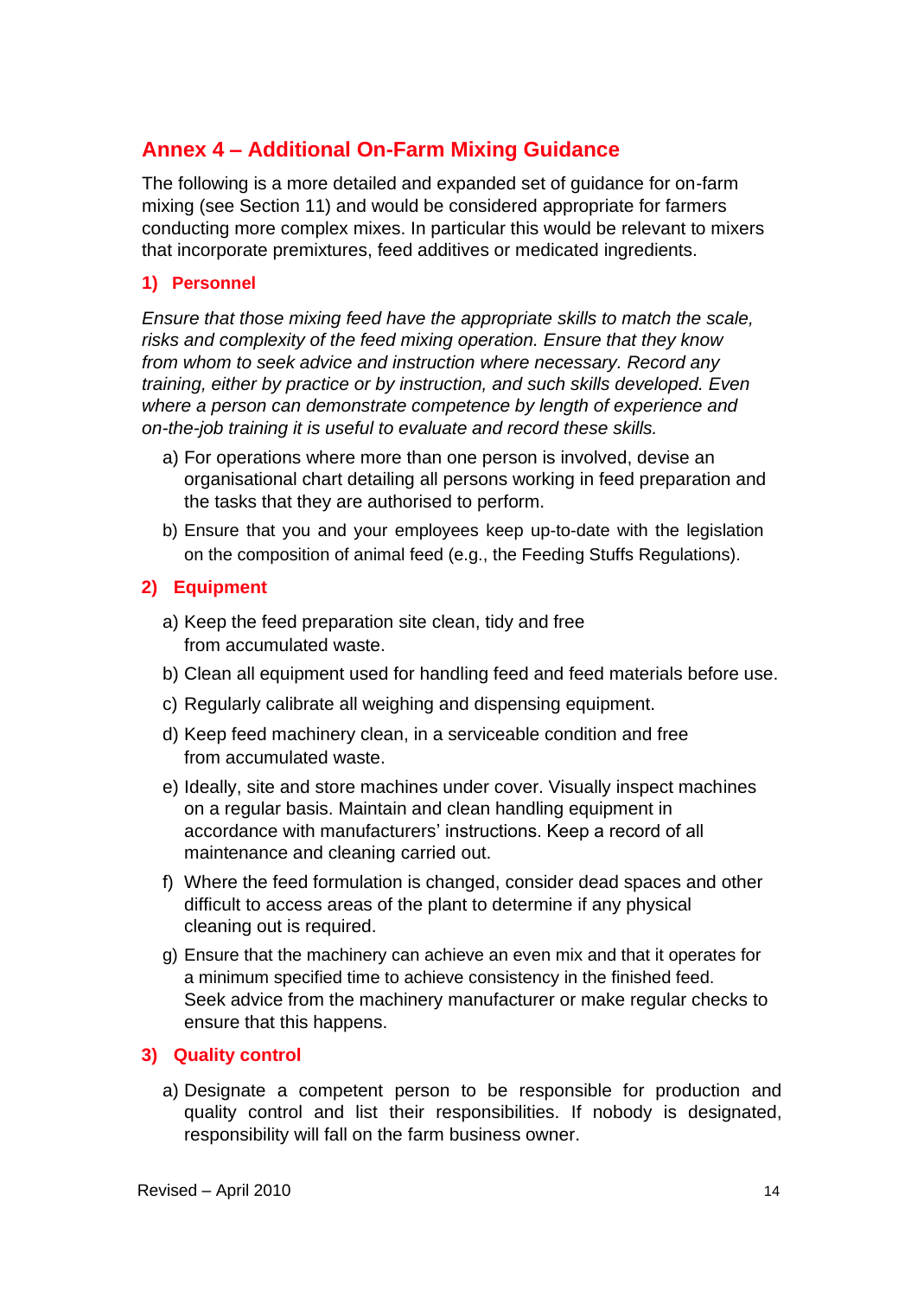## Annex 4 – Additional On-Farm Mixing Guidance

The following is a more detailed and expanded set of guidance for on-farm mixing (see Section 11) and would be considered appropriate for farmers conducting more complex mixes. In particular this would be relevant to mixers that incorporate premixtures, feed additives or medicated ingredients.

### 1) Personnel

*Ensure that those mixing feed have the appropriate skills to match the scale, risks and complexity of the feed mixing operation. Ensure that they know from whom to seek advice and instruction where necessary. Record any training, either by practice or by instruction, and such skills developed. Even where a person can demonstrate competence by length of experience and on-the-job training it is useful to evaluate and record these skills.*

a) For operations where more than one person is involved, devise an organisational chart detailing all persons working in feed preparation and the tasks that they are authorised to perform.

b) Ensure that you and your employees keep up-to-date with the legislation on the composition of animal feed (e.g., the Feeding Stuffs Regulations).

### 2) Equipment

a) Keep the feed preparation site clean, tidy and free from accumulated waste.

b) Clean all equipment used for handling feed and feed materials before use.

c) Regularly calibrate all weighing and dispensing equipment.

d) Keep feed machinery clean, in a serviceable condition and free from accumulated waste.

e) Ideally, site and store machines under cover. Visually inspect machines on a regular basis. Maintain and clean handling equipment in accordance with manufacturers' instructions. Keep a record of all maintenance and cleaning carried out.

f) Where the feed formulation is changed, consider dead spaces and other difficult to access areas of the plant to determine if any physical cleaning out is required.

g) Ensure that the machinery can achieve an even mix and that it operates for a minimum specified time to achieve consistency in the finished feed. Seek advice from the machinery manufacturer or make regular checks to ensure that this happens.

### 3) Quality control

a) Designate a competent person to be responsible for production and quality control and list their responsibilities. If nobody is designated, responsibility will fall on the farm business owner.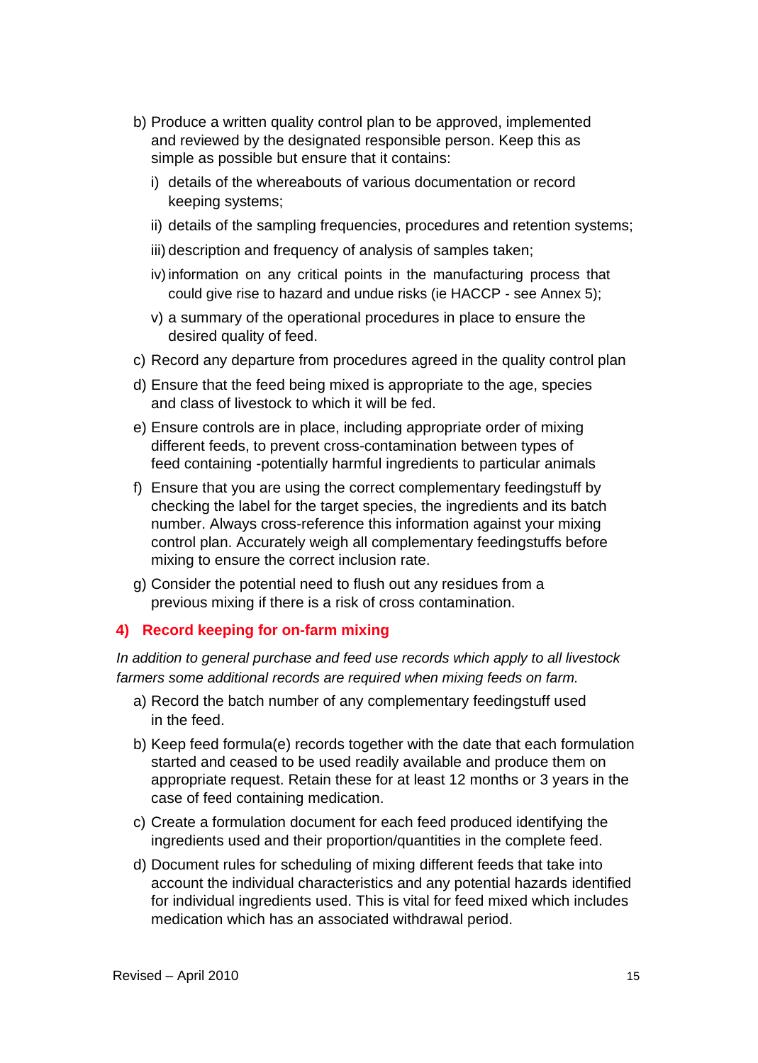b) Produce a written quality control plan to be approved, implemented and reviewed by the designated responsible person. Keep this as simple as possible but ensure that it contains:

   i) details of the whereabouts of various documentation or record keeping systems;

   ii) details of the sampling frequencies, procedures and retention systems;

   iii) description and frequency of analysis of samples taken;

   iv) information on any critical points in the manufacturing process that could give rise to hazard and undue risks (ie HACCP - see Annex 5);

   v) a summary of the operational procedures in place to ensure the desired quality of feed.

c) Record any departure from procedures agreed in the quality control plan

d) Ensure that the feed being mixed is appropriate to the age, species and class of livestock to which it will be fed.

e) Ensure controls are in place, including appropriate order of mixing different feeds, to prevent cross-contamination between types of feed containing -potentially harmful ingredients to particular animals

f) Ensure that you are using the correct complementary feedingstuff by checking the label for the target species, the ingredients and its batch number. Always cross-reference this information against your mixing control plan. Accurately weigh all complementary feedingstuffs before mixing to ensure the correct inclusion rate.

g) Consider the potential need to flush out any residues from a previous mixing if there is a risk of cross contamination.

## 4) Record keeping for on-farm mixing

*In addition to general purchase and feed use records which apply to all livestock farmers some additional records are required when mixing feeds on farm.*

a) Record the batch number of any complementary feedingstuff used in the feed.

b) Keep feed formula(e) records together with the date that each formulation started and ceased to be used readily available and produce them on appropriate request. Retain these for at least 12 months or 3 years in the case of feed containing medication.

c) Create a formulation document for each feed produced identifying the ingredients used and their proportion/quantities in the complete feed.

d) Document rules for scheduling of mixing different feeds that take into account the individual characteristics and any potential hazards identified for individual ingredients used. This is vital for feed mixed which includes medication which has an associated withdrawal period.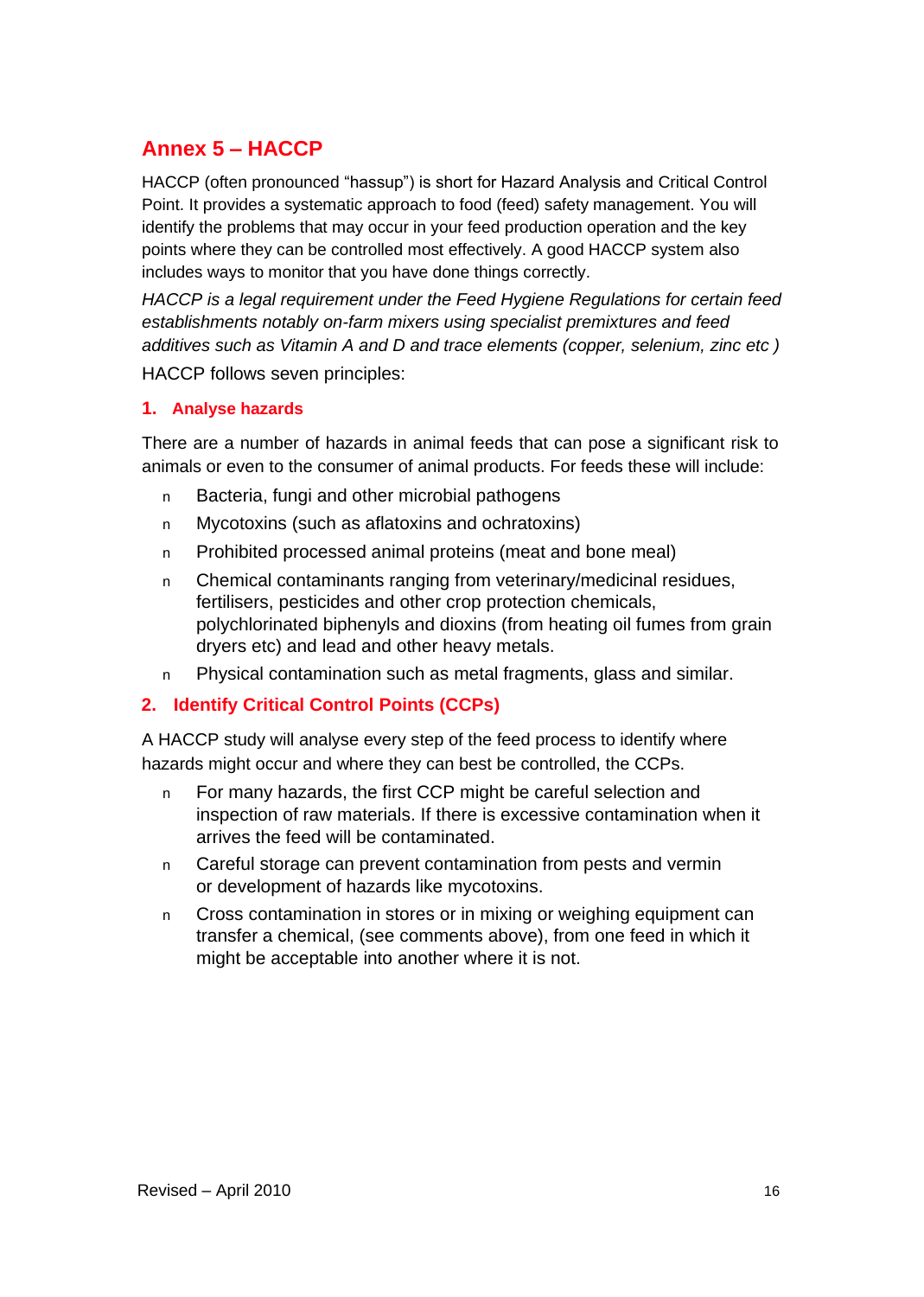## Annex 5 – HACCP

HACCP (often pronounced "hassup") is short for Hazard Analysis and Critical Control Point. It provides a systematic approach to food (feed) safety management. You will identify the problems that may occur in your feed production operation and the key points where they can be controlled most effectively. A good HACCP system also includes ways to monitor that you have done things correctly.

*HACCP is a legal requirement under the Feed Hygiene Regulations for certain feed establishments notably on-farm mixers using specialist premixtures and feed additives such as Vitamin A and D and trace elements (copper, selenium, zinc etc )*

HACCP follows seven principles:

### 1. Analyse hazards

There are a number of hazards in animal feeds that can pose a significant risk to animals or even to the consumer of animal products. For feeds these will include:

- Bacteria, fungi and other microbial pathogens
- Mycotoxins (such as aflatoxins and ochratoxins)
- Prohibited processed animal proteins (meat and bone meal)
- Chemical contaminants ranging from veterinary/medicinal residues, fertilisers, pesticides and other crop protection chemicals, polychlorinated biphenyls and dioxins (from heating oil fumes from grain dryers etc) and lead and other heavy metals.
- Physical contamination such as metal fragments, glass and similar.

### 2. Identify Critical Control Points (CCPs)

A HACCP study will analyse every step of the feed process to identify where hazards might occur and where they can best be controlled, the CCPs.

- For many hazards, the first CCP might be careful selection and inspection of raw materials. If there is excessive contamination when it arrives the feed will be contaminated.
- Careful storage can prevent contamination from pests and vermin or development of hazards like mycotoxins.
- Cross contamination in stores or in mixing or weighing equipment can transfer a chemical, (see comments above), from one feed in which it might be acceptable into another where it is not.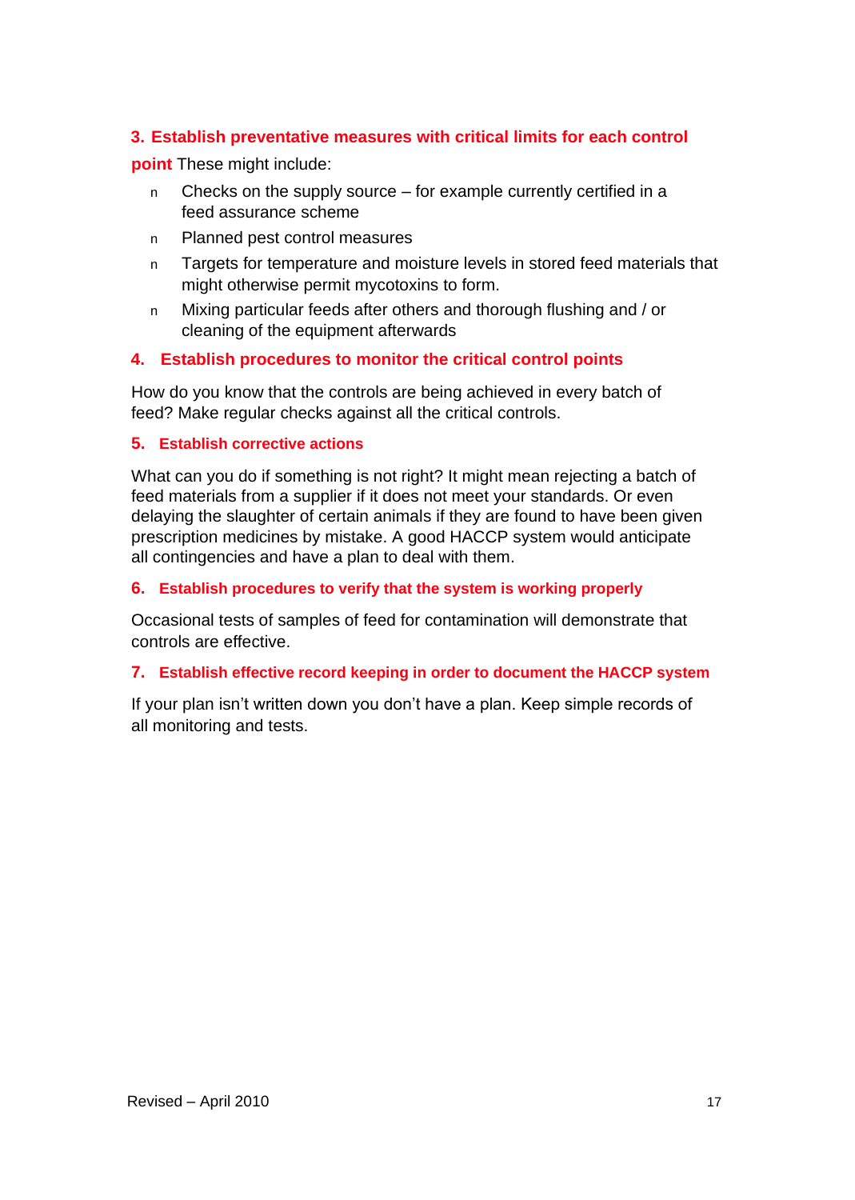### 3. Establish preventative measures with critical limits for each control point

These might include:

- Checks on the supply source – for example currently certified in a feed assurance scheme
- Planned pest control measures
- Targets for temperature and moisture levels in stored feed materials that might otherwise permit mycotoxins to form.
- Mixing particular feeds after others and thorough flushing and / or cleaning of the equipment afterwards

### 4. Establish procedures to monitor the critical control points

How do you know that the controls are being achieved in every batch of feed? Make regular checks against all the critical controls.

### 5. Establish corrective actions

What can you do if something is not right? It might mean rejecting a batch of feed materials from a supplier if it does not meet your standards. Or even delaying the slaughter of certain animals if they are found to have been given prescription medicines by mistake. A good HACCP system would anticipate all contingencies and have a plan to deal with them.

### 6. Establish procedures to verify that the system is working properly

Occasional tests of samples of feed for contamination will demonstrate that controls are effective.

### 7. Establish effective record keeping in order to document the HACCP system

If your plan isn't written down you don't have a plan. Keep simple records of all monitoring and tests.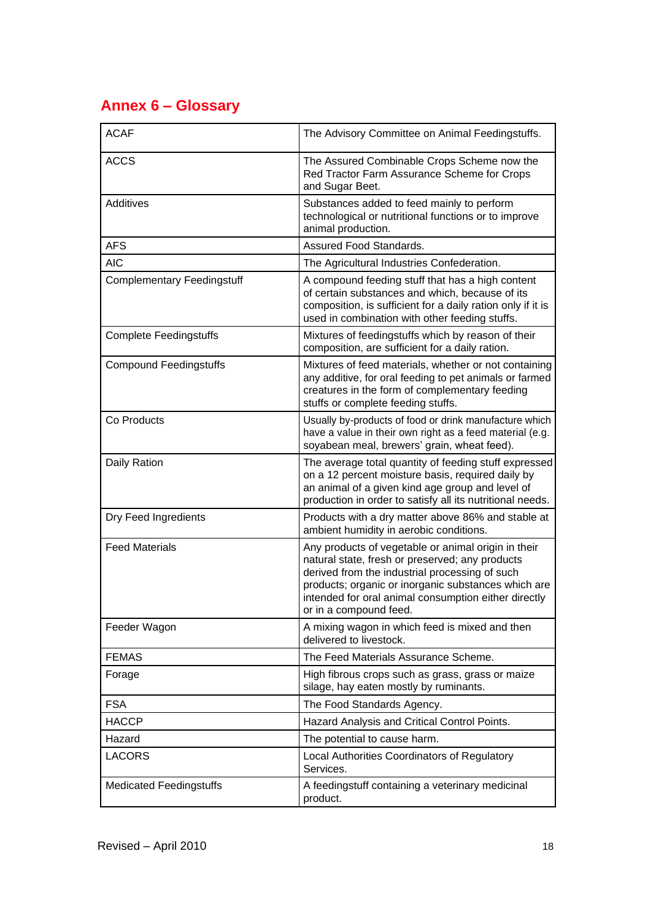## Annex 6 – Glossary

| | |
|---|---|
| ACAF | The Advisory Committee on Animal Feedingstuffs. |
| ACCS | The Assured Combinable Crops Scheme now the Red Tractor Farm Assurance Scheme for Crops and Sugar Beet. |
| Additives | Substances added to feed mainly to perform technological or nutritional functions or to improve animal production. |
| AFS | Assured Food Standards. |
| AIC | The Agricultural Industries Confederation. |
| Complementary Feedingstuff | A compound feeding stuff that has a high content of certain substances and which, because of its composition, is sufficient for a daily ration only if it is used in combination with other feeding stuffs. |
| Complete Feedingstuffs | Mixtures of feedingstuffs which by reason of their composition, are sufficient for a daily ration. |
| Compound Feedingstuffs | Mixtures of feed materials, whether or not containing any additive, for oral feeding to pet animals or farmed creatures in the form of complementary feeding stuffs or complete feeding stuffs. |
| Co Products | Usually by-products of food or drink manufacture which have a value in their own right as a feed material (e.g. soyabean meal, brewers' grain, wheat feed). |
| Daily Ration | The average total quantity of feeding stuff expressed on a 12 percent moisture basis, required daily by an animal of a given kind age group and level of production in order to satisfy all its nutritional needs. |
| Dry Feed Ingredients | Products with a dry matter above 86% and stable at ambient humidity in aerobic conditions. |
| Feed Materials | Any products of vegetable or animal origin in their natural state, fresh or preserved; any products derived from the industrial processing of such products; organic or inorganic substances which are intended for oral animal consumption either directly or in a compound feed. |
| Feeder Wagon | A mixing wagon in which feed is mixed and then delivered to livestock. |
| FEMAS | The Feed Materials Assurance Scheme. |
| Forage | High fibrous crops such as grass, grass or maize silage, hay eaten mostly by ruminants. |
| FSA | The Food Standards Agency. |
| HACCP | Hazard Analysis and Critical Control Points. |
| Hazard | The potential to cause harm. |
| LACORS | Local Authorities Coordinators of Regulatory Services. |
| Medicated Feedingstuffs | A feedingstuff containing a veterinary medicinal product. |

Revised – April 2010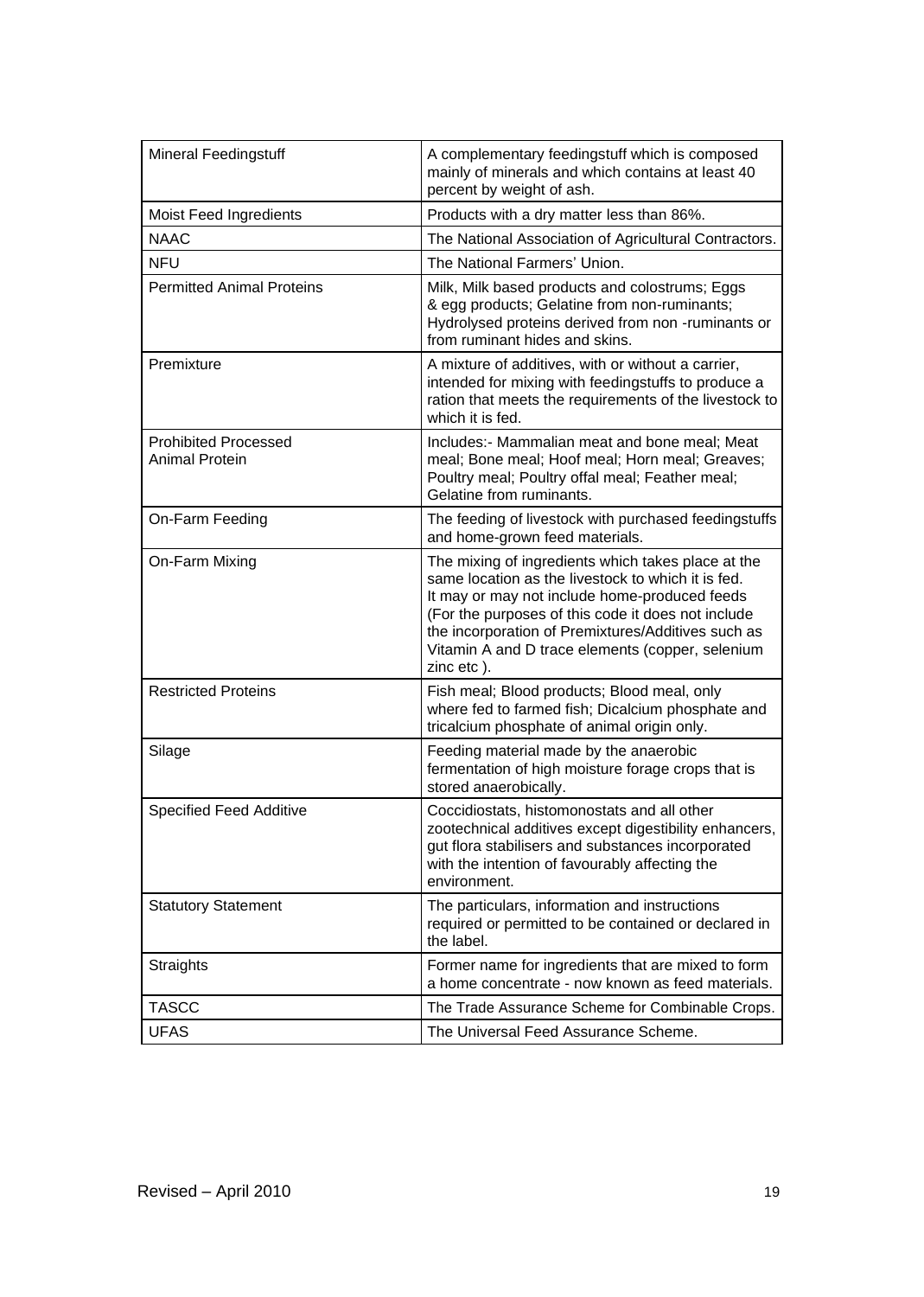| | |
|---|---|
| Mineral Feedingstuff | A complementary feedingstuff which is composed mainly of minerals and which contains at least 40 percent by weight of ash. |
| Moist Feed Ingredients | Products with a dry matter less than 86%. |
| NAAC | The National Association of Agricultural Contractors. |
| NFU | The National Farmers' Union. |
| Permitted Animal Proteins | Milk, Milk based products and colostrums; Eggs & egg products; Gelatine from non-ruminants; Hydrolysed proteins derived from non -ruminants or from ruminant hides and skins. |
| Premixture | A mixture of additives, with or without a carrier, intended for mixing with feedingstuffs to produce a ration that meets the requirements of the livestock to which it is fed. |
| Prohibited Processed Animal Protein | Includes:- Mammalian meat and bone meal; Meat meal; Bone meal; Hoof meal; Horn meal; Greaves; Poultry meal; Poultry offal meal; Feather meal; Gelatine from ruminants. |
| On-Farm Feeding | The feeding of livestock with purchased feedingstuffs and home-grown feed materials. |
| On-Farm Mixing | The mixing of ingredients which takes place at the same location as the livestock to which it is fed. It may or may not include home-produced feeds (For the purposes of this code it does not include the incorporation of Premixtures/Additives such as Vitamin A and D trace elements (copper, selenium zinc etc ). |
| Restricted Proteins | Fish meal; Blood products; Blood meal, only where fed to farmed fish; Dicalcium phosphate and tricalcium phosphate of animal origin only. |
| Silage | Feeding material made by the anaerobic fermentation of high moisture forage crops that is stored anaerobically. |
| Specified Feed Additive | Coccidiostats, histomonostats and all other zootechnical additives except digestibility enhancers, gut flora stabilisers and substances incorporated with the intention of favourably affecting the environment. |
| Statutory Statement | The particulars, information and instructions required or permitted to be contained or declared in the label. |
| Straights | Former name for ingredients that are mixed to form a home concentrate - now known as feed materials. |
| TASCC | The Trade Assurance Scheme for Combinable Crops. |
| UFAS | The Universal Feed Assurance Scheme. |

Revised – April 2010